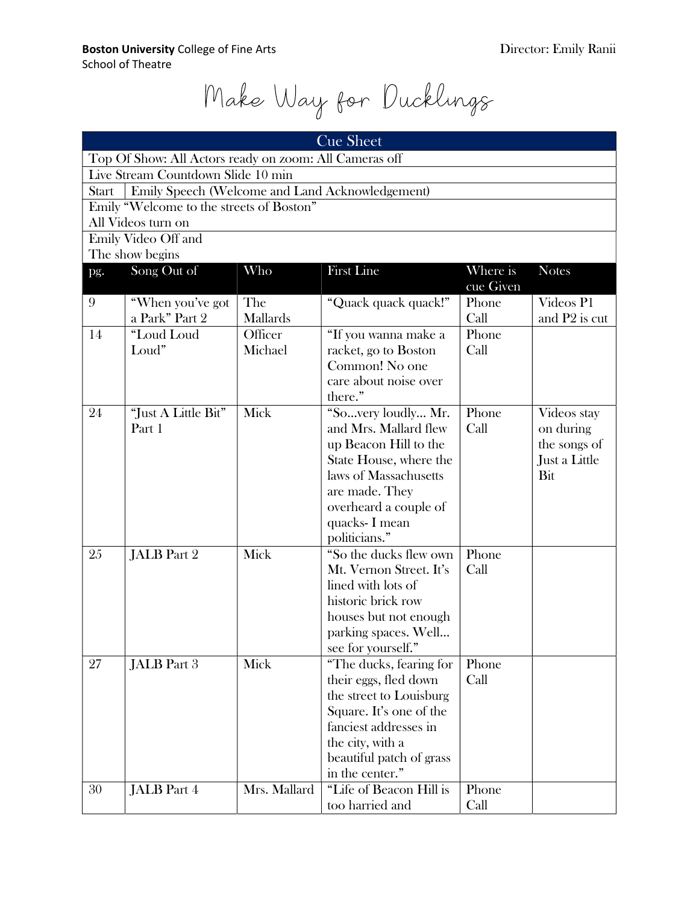**Boston University** College of Fine Arts
School of Theatre

Director: Emily Ranii

# Make Way for Ducklings

## Cue Sheet

Top Of Show: All Actors ready on zoom: All Cameras off

Live Stream Countdown Slide 10 min

Start | Emily Speech (Welcome and Land Acknowledgement)

Emily "Welcome to the streets of Boston"
All Videos turn on

Emily Video Off and
The show begins

| pg. | Song Out of | Who | First Line | Where is cue Given | Notes |
|---|---|---|---|---|---|
| 9 | "When you've got a Park" Part 2 | The Mallards | "Quack quack quack!" | Phone Call | Videos P1 and P2 is cut |
| 14 | "Loud Loud Loud" | Officer Michael | "If you wanna make a racket, go to Boston Common! No one care about noise over there." | Phone Call | |
| 24 | "Just A Little Bit" Part 1 | Mick | "So…very loudly… Mr. and Mrs. Mallard flew up Beacon Hill to the State House, where the laws of Massachusetts are made. They overheard a couple of quacks- I mean politicians." | Phone Call | Videos stay on during the songs of Just a Little Bit |
| 25 | JALB Part 2 | Mick | "So the ducks flew own Mt. Vernon Street. It's lined with lots of historic brick row houses but not enough parking spaces. Well… see for yourself." | Phone Call | |
| 27 | JALB Part 3 | Mick | "The ducks, fearing for their eggs, fled down the street to Louisburg Square. It's one of the fanciest addresses in the city, with a beautiful patch of grass in the center." | Phone Call | |
| 30 | JALB Part 4 | Mrs. Mallard | "Life of Beacon Hill is too harried and | Phone Call | |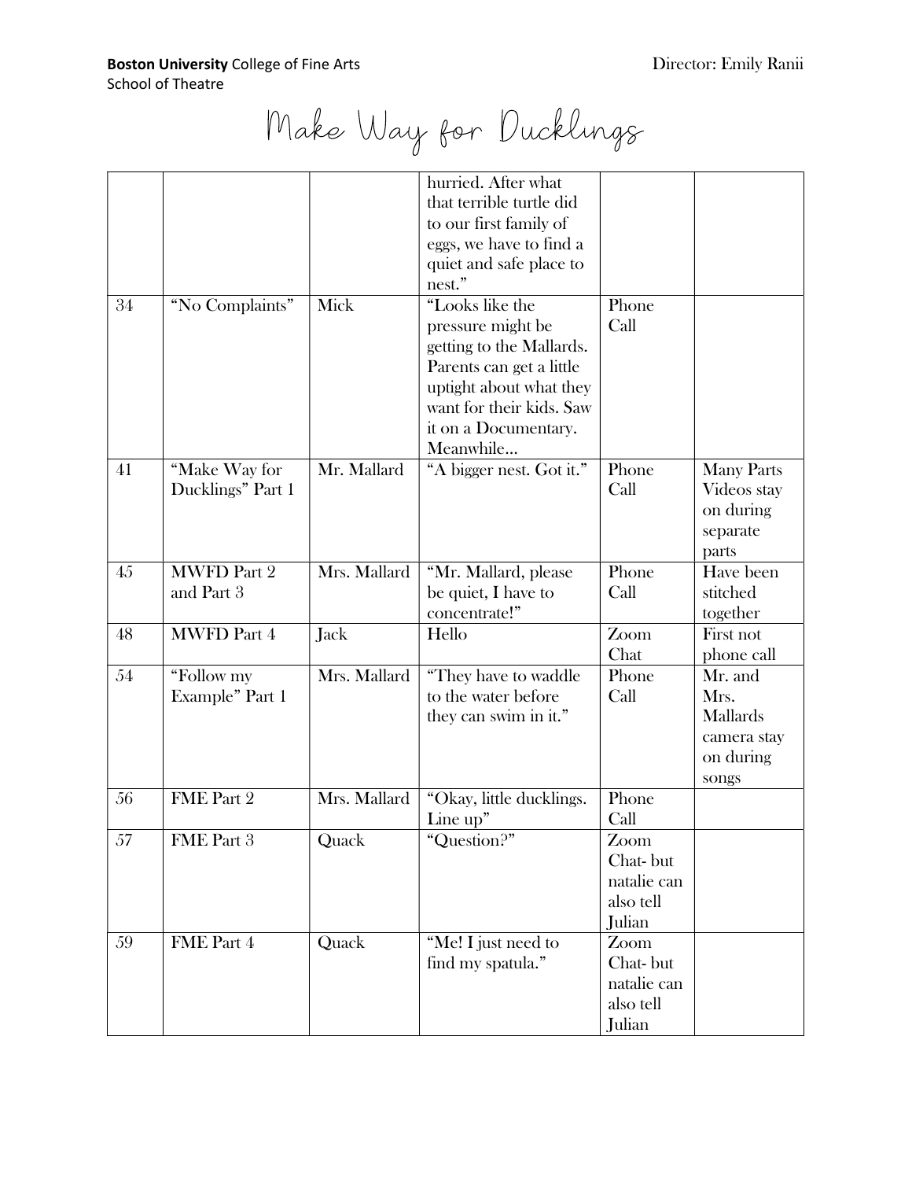**Boston University** College of Fine Arts
School of Theatre

Director: Emily Ranii

# Make Way for Ducklings

| | | | | | |
|---|---|---|---|---|---|
| | | | hurried. After what that terrible turtle did to our first family of eggs, we have to find a quiet and safe place to nest." | | |
| 34 | "No Complaints" | Mick | "Looks like the pressure might be getting to the Mallards. Parents can get a little uptight about what they want for their kids. Saw it on a Documentary. Meanwhile… | Phone Call | |
| 41 | "Make Way for Ducklings" Part 1 | Mr. Mallard | "A bigger nest. Got it." | Phone Call | Many Parts Videos stay on during separate parts |
| 45 | MWFD Part 2 and Part 3 | Mrs. Mallard | "Mr. Mallard, please be quiet, I have to concentrate!" | Phone Call | Have been stitched together |
| 48 | MWFD Part 4 | Jack | Hello | Zoom Chat | First not phone call |
| 54 | "Follow my Example" Part 1 | Mrs. Mallard | "They have to waddle to the water before they can swim in it." | Phone Call | Mr. and Mrs. Mallards camera stay on during songs |
| 56 | FME Part 2 | Mrs. Mallard | "Okay, little ducklings. Line up" | Phone Call | |
| 57 | FME Part 3 | Quack | "Question?" | Zoom Chat- but natalie can also tell Julian | |
| 59 | FME Part 4 | Quack | "Me! I just need to find my spatula." | Zoom Chat- but natalie can also tell Julian | |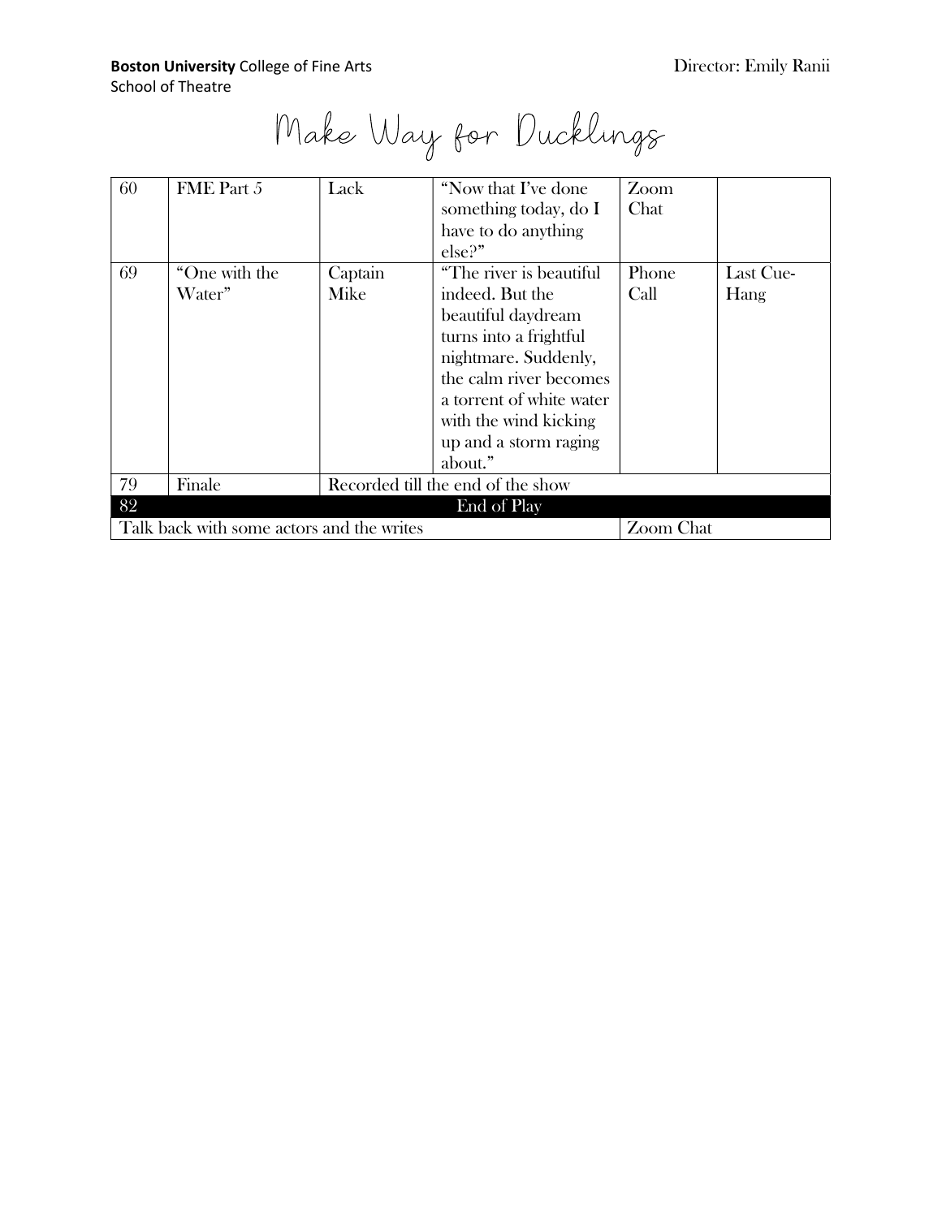**Boston University** College of Fine Arts
School of Theatre

Director: Emily Ranii

# Make Way for Ducklings

| | | | | | |
|---|---|---|---|---|---|
| 60 | FME Part 5 | Lack | "Now that I've done something today, do I have to do anything else?" | Zoom Chat | |
| 69 | "One with the Water" | Captain Mike | "The river is beautiful indeed. But the beautiful daydream turns into a frightful nightmare. Suddenly, the calm river becomes a torrent of white water with the wind kicking up and a storm raging about." | Phone Call | Last Cue-Hang |
| 79 | Finale | Recorded till the end of the show | | | |
| 82 | End of Play | | | | |
| Talk back with some actors and the writes | | | | Zoom Chat | |